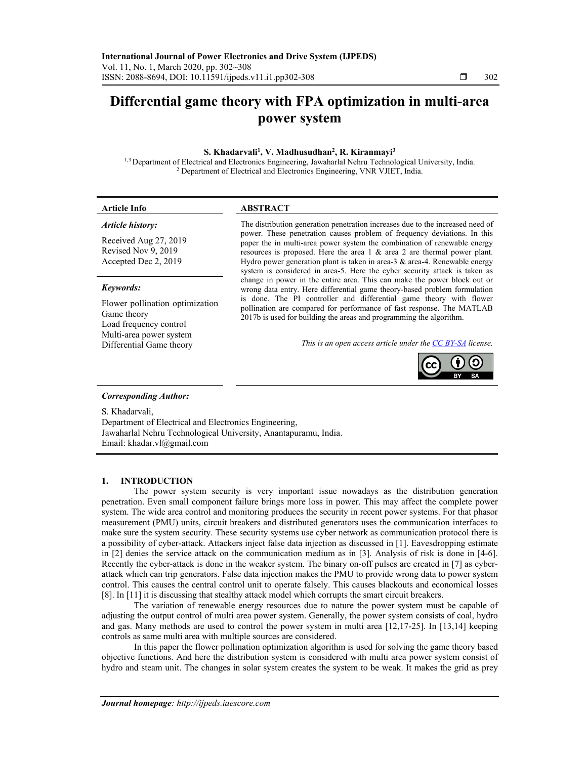# Differential game theory with FPA optimization in multi-area power system

**S. Khadarvali[1], V. Madhusudhan[2], R. Kiranmayi[3]**

[1,3] Department of Electrical and Electronics Engineering, Jawaharlal Nehru Technological University, India.
[2] Department of Electrical and Electronics Engineering, VNR VJIET, India.

---

**Article Info**

*Article history:*

Received Aug 27, 2019
Revised Nov 9, 2019
Accepted Dec 2, 2019

*Keywords:*

Flower pollination optimization
Game theory
Load frequency control
Multi-area power system
Differential Game theory

**ABSTRACT**

The distribution generation penetration increases due to the increased need of power. These penetration causes problem of frequency deviations. In this paper the in multi-area power system the combination of renewable energy resources is proposed. Here the area 1 & area 2 are thermal power plant. Hydro power generation plant is taken in area-3 & area-4. Renewable energy system is considered in area-5. Here the cyber security attack is taken as change in power in the entire area. This can make the power block out or wrong data entry. Here differential game theory-based problem formulation is done. The PI controller and differential game theory with flower pollination are compared for performance of fast response. The MATLAB 2017b is used for building the areas and programming the algorithm.

*This is an open access article under the CC BY-SA license.*

---

*Corresponding Author:*

S. Khadarvali,
Department of Electrical and Electronics Engineering,
Jawaharlal Nehru Technological University, Anantapuramu, India.
Email: khadar.vl@gmail.com

---

## 1. INTRODUCTION

The power system security is very important issue nowadays as the distribution generation penetration. Even small component failure brings more loss in power. This may affect the complete power system. The wide area control and monitoring produces the security in recent power systems. For that phasor measurement (PMU) units, circuit breakers and distributed generators uses the communication interfaces to make sure the system security. These security systems use cyber network as communication protocol there is a possibility of cyber-attack. Attackers inject false data injection as discussed in [1]. Eavesdropping estimate in [2] denies the service attack on the communication medium as in [3]. Analysis of risk is done in [4-6]. Recently the cyber-attack is done in the weaker system. The binary on-off pulses are created in [7] as cyber-attack which can trip generators. False data injection makes the PMU to provide wrong data to power system control. This causes the central control unit to operate falsely. This causes blackouts and economical losses [8]. In [11] it is discussing that stealthy attack model which corrupts the smart circuit breakers.

The variation of renewable energy resources due to nature the power system must be capable of adjusting the output control of multi area power system. Generally, the power system consists of coal, hydro and gas. Many methods are used to control the power system in multi area [12,17-25]. In [13,14] keeping controls as same multi area with multiple sources are considered.

In this paper the flower pollination optimization algorithm is used for solving the game theory based objective functions. And here the distribution system is considered with multi area power system consist of hydro and steam unit. The changes in solar system creates the system to be weak. It makes the grid as prey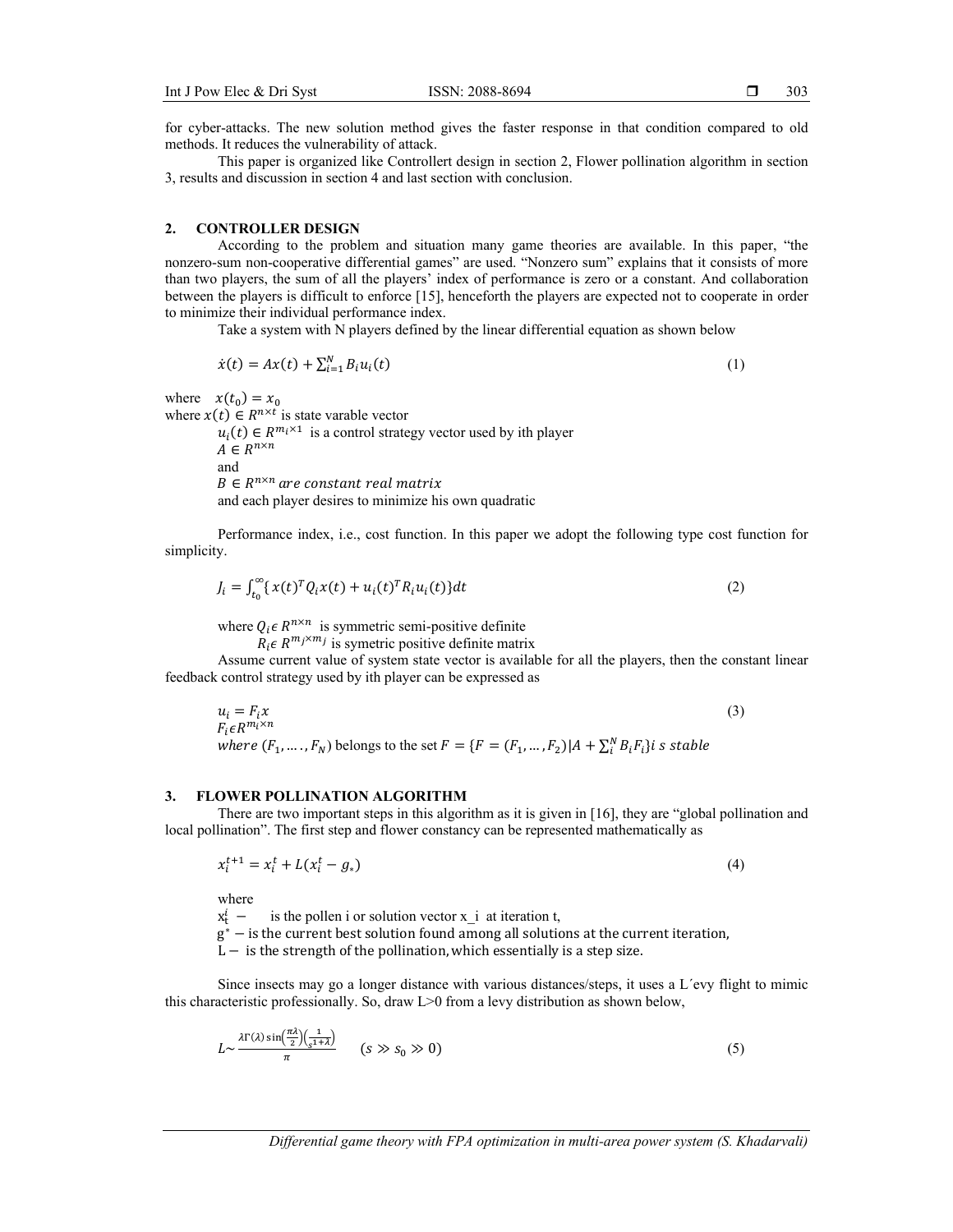for cyber-attacks. The new solution method gives the faster response in that condition compared to old methods. It reduces the vulnerability of attack.

This paper is organized like Controllert design in section 2, Flower pollination algorithm in section 3, results and discussion in section 4 and last section with conclusion.

## 2. CONTROLLER DESIGN

According to the problem and situation many game theories are available. In this paper, "the nonzero-sum non-cooperative differential games" are used. "Nonzero sum" explains that it consists of more than two players, the sum of all the players' index of performance is zero or a constant. And collaboration between the players is difficult to enforce [15], henceforth the players are expected not to cooperate in order to minimize their individual performance index.

Take a system with N players defined by the linear differential equation as shown below

$$\dot{x}(t) = Ax(t) + \sum_{i=1}^{N} B_i u_i(t) \tag{1}$$

where $x(t_0) = x_0$

where $x(t) \in R^{n \times t}$ is state varable vector

$u_i(t) \in R^{m_i \times 1}$ is a control strategy vector used by ith player

$A \in R^{n \times n}$

and

$B \in R^{n \times n}$ *are constant real matrix*

and each player desires to minimize his own quadratic

Performance index, i.e., cost function. In this paper we adopt the following type cost function for simplicity.

$$J_i = \int_{t_0}^{\infty} \{ x(t)^T Q_i x(t) + u_i(t)^T R_i u_i(t) \} dt \tag{2}$$

where $Q_i \epsilon R^{n \times n}$ is symmetric semi-positive definite

$R_i \epsilon R^{m_j \times m_j}$ is symetric positive definite matrix

Assume current value of system state vector is available for all the players, then the constant linear feedback control strategy used by ith player can be expressed as

$$u_i = F_i x \tag{3}$$

$F_i \epsilon R^{m_i \times n}$

*where* $(F_1, \ldots, F_N)$ belongs to the set $F = \{F = (F_1, \ldots, F_2) | A + \sum_i^N B_i F_i\} i\ s\ stable$

## 3. FLOWER POLLINATION ALGORITHM

There are two important steps in this algorithm as it is given in [16], they are "global pollination and local pollination". The first step and flower constancy can be represented mathematically as

$$x_i^{t+1} = x_i^t + L(x_i^t - g_*) \tag{4}$$

where

$x_t^i$ − is the pollen i or solution vector x_i at iteration t,

$g^*$ − is the current best solution found among all solutions at the current iteration,

L − is the strength of the pollination, which essentially is a step size.

Since insects may go a longer distance with various distances/steps, it uses a L´evy flight to mimic this characteristic professionally. So, draw L>0 from a levy distribution as shown below,

$$L \sim \frac{\lambda \Gamma(\lambda) \sin\left(\frac{\pi \lambda}{2}\right)\left(\frac{1}{s^{1+\lambda}}\right)}{\pi} \qquad (s \gg s_0 \gg 0) \tag{5}$$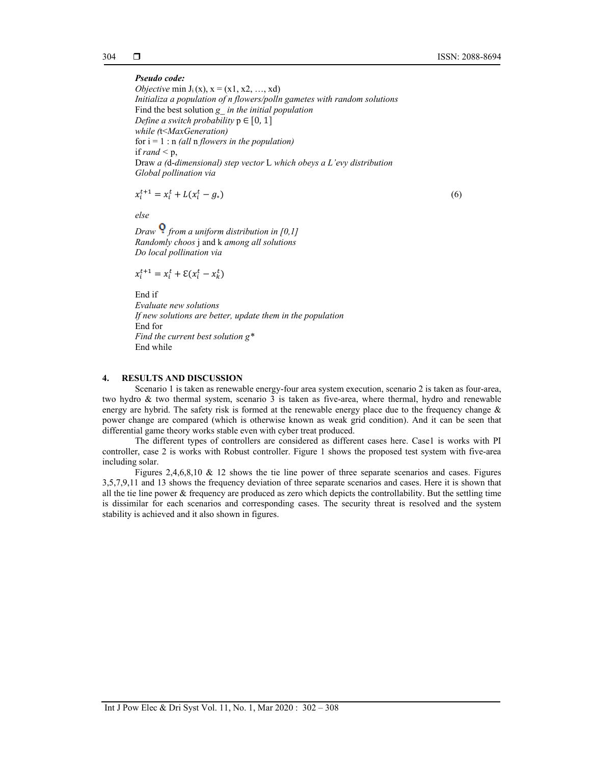***Pseudo code:***

*Objective* min $J_i(x)$, $x = (x1, x2, \ldots, xd)$

*Initializa a population of n flowers/polln gametes with random solutions*

Find the best solution *g_ in the initial population*

*Define a switch probability* $p \in [0, 1]$

*while (*t<*MaxGeneration)*

for i = 1 : n *(all* n *flowers in the population)*

if *rand* < p,

Draw *a (*d-*dimensional) step vector* L *which obeys a L'evy distribution*

*Global pollination via*

$$x_i^{t+1} = x_i^t + L(x_i^t - g_*) \tag{6}$$

*else*

*Draw* ϵ *from a uniform distribution in [0,1]*

*Randomly choos* j and k *among all solutions*

*Do local pollination via*

$$x_i^{t+1} = x_i^t + \mathcal{E}(x_i^t - x_k^t)$$

End if

*Evaluate new solutions*

*If new solutions are better, update them in the population*

End for

*Find the current best solution g\**

End while

## 4. RESULTS AND DISCUSSION

Scenario 1 is taken as renewable energy-four area system execution, scenario 2 is taken as four-area, two hydro & two thermal system, scenario 3 is taken as five-area, where thermal, hydro and renewable energy are hybrid. The safety risk is formed at the renewable energy place due to the frequency change & power change are compared (which is otherwise known as weak grid condition). And it can be seen that differential game theory works stable even with cyber treat produced.

The different types of controllers are considered as different cases here. Case1 is works with PI controller, case 2 is works with Robust controller. Figure 1 shows the proposed test system with five-area including solar.

Figures 2,4,6,8,10 & 12 shows the tie line power of three separate scenarios and cases. Figures 3,5,7,9,11 and 13 shows the frequency deviation of three separate scenarios and cases. Here it is shown that all the tie line power & frequency are produced as zero which depicts the controllability. But the settling time is dissimilar for each scenarios and corresponding cases. The security threat is resolved and the system stability is achieved and it also shown in figures.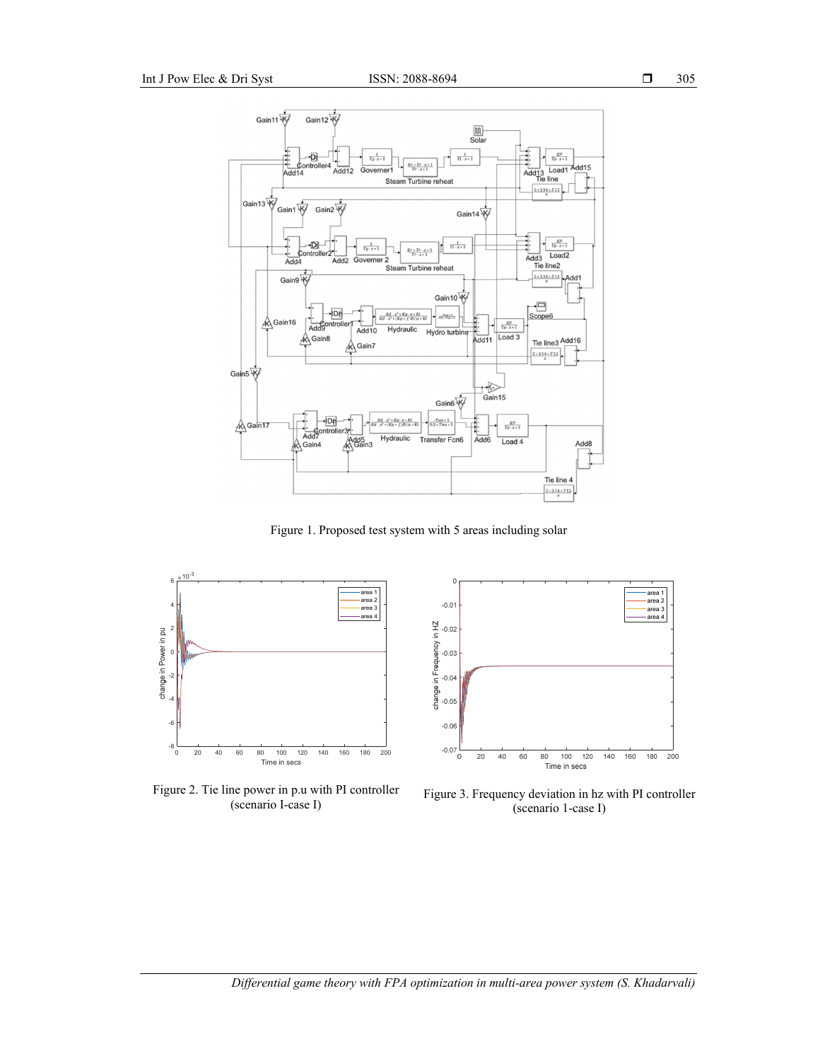Figure 1. Proposed test system with 5 areas including solar

Figure 2. Tie line power in p.u with PI controller (scenario I-case I)

Figure 3. Frequency deviation in hz with PI controller (scenario 1-case I)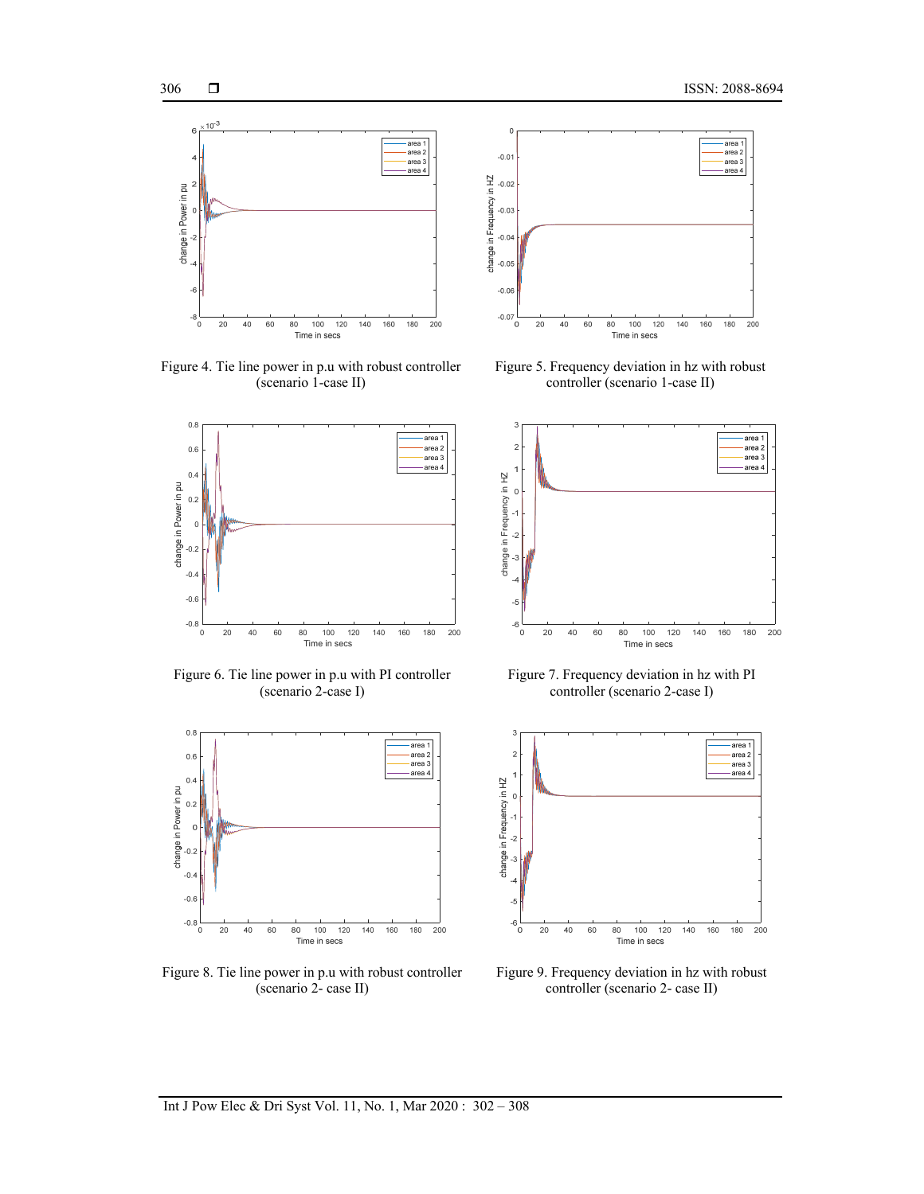Figure 4. Tie line power in p.u with robust controller (scenario 1-case II)

Figure 5. Frequency deviation in hz with robust controller (scenario 1-case II)

Figure 6. Tie line power in p.u with PI controller (scenario 2-case I)

Figure 7. Frequency deviation in hz with PI controller (scenario 2-case I)

Figure 8. Tie line power in p.u with robust controller (scenario 2- case II)

Figure 9. Frequency deviation in hz with robust controller (scenario 2- case II)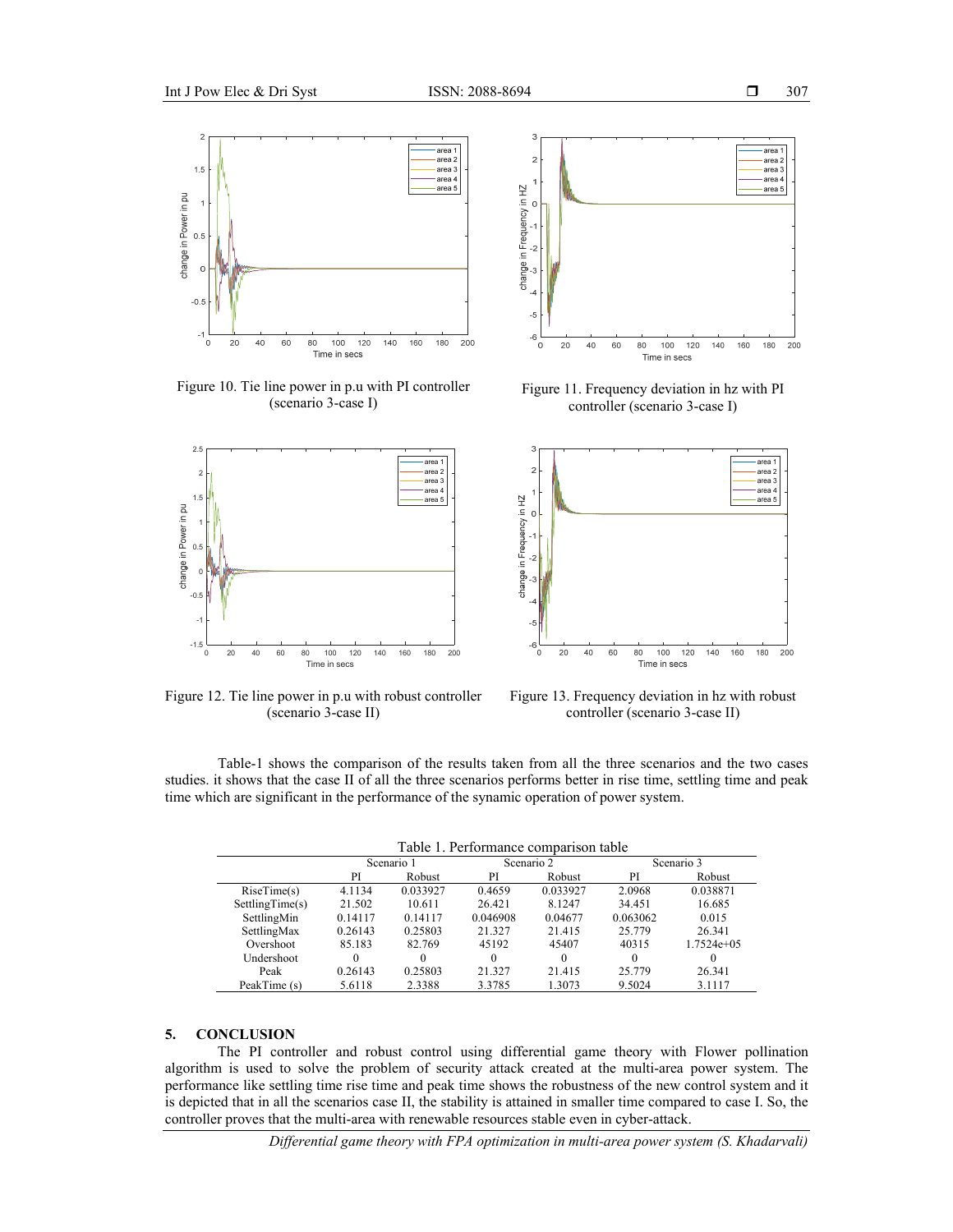Figure 10. Tie line power in p.u with PI controller (scenario 3-case I)

Figure 11. Frequency deviation in hz with PI controller (scenario 3-case I)

Figure 12. Tie line power in p.u with robust controller (scenario 3-case II)

Figure 13. Frequency deviation in hz with robust controller (scenario 3-case II)

Table-1 shows the comparison of the results taken from all the three scenarios and the two cases studies. it shows that the case II of all the three scenarios performs better in rise time, settling time and peak time which are significant in the performance of the synamic operation of power system.

Table 1. Performance comparison table

| | Scenario 1 | | Scenario 2 | | Scenario 3 | |
|---|---|---|---|---|---|---|
| | PI | Robust | PI | Robust | PI | Robust |
| RiseTime(s) | 4.1134 | 0.033927 | 0.4659 | 0.033927 | 2.0968 | 0.038871 |
| SettlingTime(s) | 21.502 | 10.611 | 26.421 | 8.1247 | 34.451 | 16.685 |
| SettlingMin | 0.14117 | 0.14117 | 0.046908 | 0.04677 | 0.063062 | 0.015 |
| SettlingMax | 0.26143 | 0.25803 | 21.327 | 21.415 | 25.779 | 26.341 |
| Overshoot | 85.183 | 82.769 | 45192 | 45407 | 40315 | 1.7524e+05 |
| Undershoot | 0 | 0 | 0 | 0 | 0 | 0 |
| Peak | 0.26143 | 0.25803 | 21.327 | 21.415 | 25.779 | 26.341 |
| PeakTime (s) | 5.6118 | 2.3388 | 3.3785 | 1.3073 | 9.5024 | 3.1117 |

## 5. CONCLUSION

The PI controller and robust control using differential game theory with Flower pollination algorithm is used to solve the problem of security attack created at the multi-area power system. The performance like settling time rise time and peak time shows the robustness of the new control system and it is depicted that in all the scenarios case II, the stability is attained in smaller time compared to case I. So, the controller proves that the multi-area with renewable resources stable even in cyber-attack.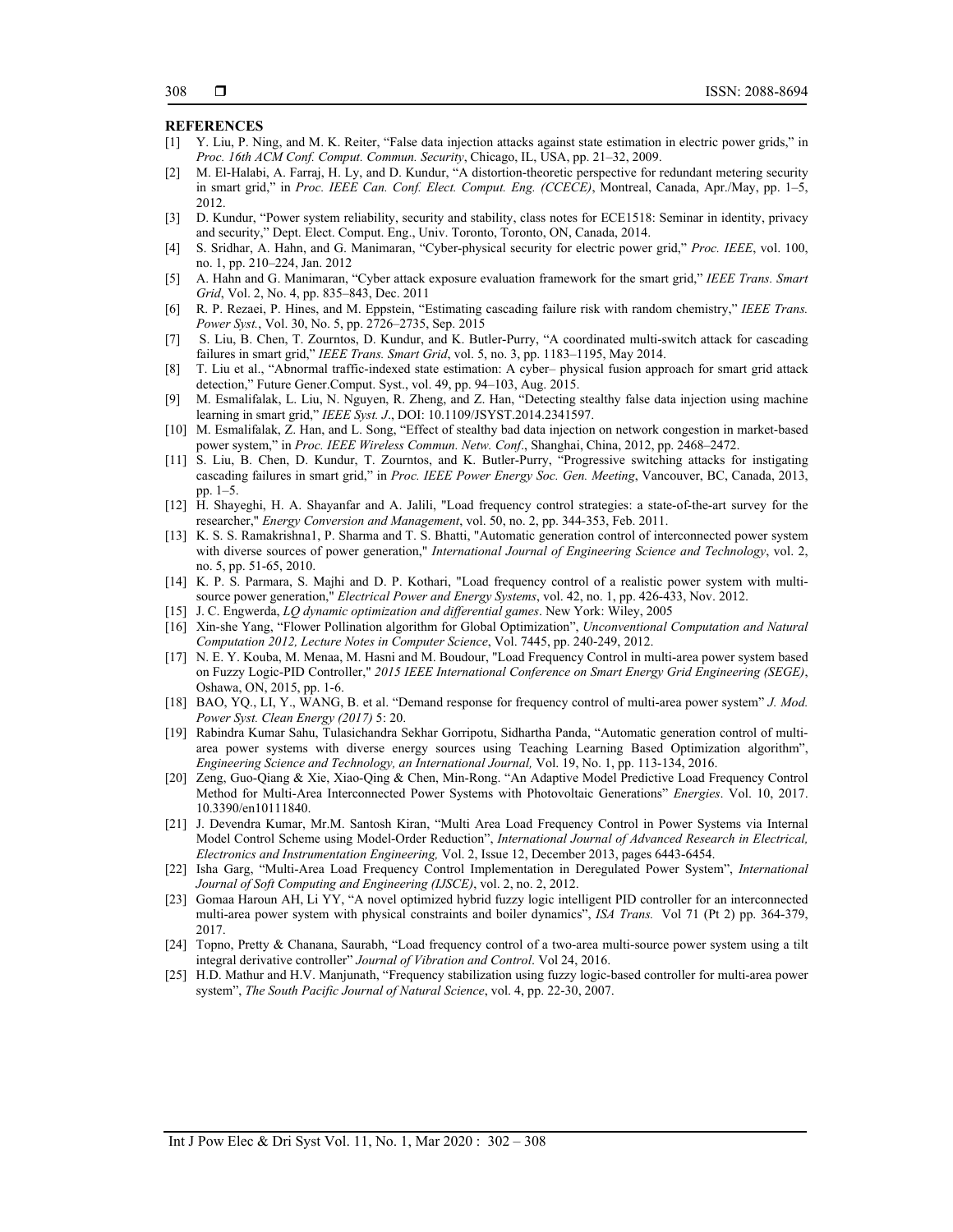## REFERENCES

[1] Y. Liu, P. Ning, and M. K. Reiter, "False data injection attacks against state estimation in electric power grids," in *Proc. 16th ACM Conf. Comput. Commun. Security*, Chicago, IL, USA, pp. 21–32, 2009.

[2] M. El-Halabi, A. Farraj, H. Ly, and D. Kundur, "A distortion-theoretic perspective for redundant metering security in smart grid," in *Proc. IEEE Can. Conf. Elect. Comput. Eng. (CCECE)*, Montreal, Canada, Apr./May, pp. 1–5, 2012.

[3] D. Kundur, "Power system reliability, security and stability, class notes for ECE1518: Seminar in identity, privacy and security," Dept. Elect. Comput. Eng., Univ. Toronto, Toronto, ON, Canada, 2014.

[4] S. Sridhar, A. Hahn, and G. Manimaran, "Cyber-physical security for electric power grid," *Proc. IEEE*, vol. 100, no. 1, pp. 210–224, Jan. 2012

[5] A. Hahn and G. Manimaran, "Cyber attack exposure evaluation framework for the smart grid," *IEEE Trans. Smart Grid*, Vol. 2, No. 4, pp. 835–843, Dec. 2011

[6] R. P. Rezaei, P. Hines, and M. Eppstein, "Estimating cascading failure risk with random chemistry," *IEEE Trans. Power Syst.*, Vol. 30, No. 5, pp. 2726–2735, Sep. 2015

[7] S. Liu, B. Chen, T. Zourntos, D. Kundur, and K. Butler-Purry, "A coordinated multi-switch attack for cascading failures in smart grid," *IEEE Trans. Smart Grid*, vol. 5, no. 3, pp. 1183–1195, May 2014.

[8] T. Liu et al., "Abnormal traffic-indexed state estimation: A cyber– physical fusion approach for smart grid attack detection," Future Gener.Comput. Syst., vol. 49, pp. 94–103, Aug. 2015.

[9] M. Esmalifalak, L. Liu, N. Nguyen, R. Zheng, and Z. Han, "Detecting stealthy false data injection using machine learning in smart grid," *IEEE Syst. J.*, DOI: 10.1109/JSYST.2014.2341597.

[10] M. Esmalifalak, Z. Han, and L. Song, "Effect of stealthy bad data injection on network congestion in market-based power system," in *Proc. IEEE Wireless Commun. Netw. Conf.*, Shanghai, China, 2012, pp. 2468–2472.

[11] S. Liu, B. Chen, D. Kundur, T. Zourntos, and K. Butler-Purry, "Progressive switching attacks for instigating cascading failures in smart grid," in *Proc. IEEE Power Energy Soc. Gen. Meeting*, Vancouver, BC, Canada, 2013, pp. 1–5.

[12] H. Shayeghi, H. A. Shayanfar and A. Jalili, "Load frequency control strategies: a state-of-the-art survey for the researcher," *Energy Conversion and Management*, vol. 50, no. 2, pp. 344-353, Feb. 2011.

[13] K. S. S. Ramakrishna1, P. Sharma and T. S. Bhatti, "Automatic generation control of interconnected power system with diverse sources of power generation," *International Journal of Engineering Science and Technology*, vol. 2, no. 5, pp. 51-65, 2010.

[14] K. P. S. Parmara, S. Majhi and D. P. Kothari, "Load frequency control of a realistic power system with multi-source power generation," *Electrical Power and Energy Systems*, vol. 42, no. 1, pp. 426-433, Nov. 2012.

[15] J. C. Engwerda, *LQ dynamic optimization and differential games*. New York: Wiley, 2005

[16] Xin-she Yang, "Flower Pollination algorithm for Global Optimization", *Unconventional Computation and Natural Computation 2012, Lecture Notes in Computer Science*, Vol. 7445, pp. 240-249, 2012.

[17] N. E. Y. Kouba, M. Menaa, M. Hasni and M. Boudour, "Load Frequency Control in multi-area power system based on Fuzzy Logic-PID Controller," *2015 IEEE International Conference on Smart Energy Grid Engineering (SEGE)*, Oshawa, ON, 2015, pp. 1-6.

[18] BAO, YQ., LI, Y., WANG, B. et al. "Demand response for frequency control of multi-area power system" *J. Mod. Power Syst. Clean Energy (2017)* 5: 20.

[19] Rabindra Kumar Sahu, Tulasichandra Sekhar Gorripotu, Sidhartha Panda, "Automatic generation control of multi-area power systems with diverse energy sources using Teaching Learning Based Optimization algorithm", *Engineering Science and Technology, an International Journal,* Vol. 19, No. 1, pp. 113-134, 2016.

[20] Zeng, Guo-Qiang & Xie, Xiao-Qing & Chen, Min-Rong. "An Adaptive Model Predictive Load Frequency Control Method for Multi-Area Interconnected Power Systems with Photovoltaic Generations" *Energies*. Vol. 10, 2017. 10.3390/en10111840.

[21] J. Devendra Kumar, Mr.M. Santosh Kiran, "Multi Area Load Frequency Control in Power Systems via Internal Model Control Scheme using Model-Order Reduction", *International Journal of Advanced Research in Electrical, Electronics and Instrumentation Engineering,* Vol. 2, Issue 12, December 2013, pages 6443-6454.

[22] Isha Garg, "Multi-Area Load Frequency Control Implementation in Deregulated Power System", *International Journal of Soft Computing and Engineering (IJSCE)*, vol. 2, no. 2, 2012.

[23] Gomaa Haroun AH, Li YY, "A novel optimized hybrid fuzzy logic intelligent PID controller for an interconnected multi-area power system with physical constraints and boiler dynamics", *ISA Trans.* Vol 71 (Pt 2) pp. 364-379, 2017.

[24] Topno, Pretty & Chanana, Saurabh, "Load frequency control of a two-area multi-source power system using a tilt integral derivative controller" *Journal of Vibration and Control*. Vol 24, 2016.

[25] H.D. Mathur and H.V. Manjunath, "Frequency stabilization using fuzzy logic-based controller for multi-area power system", *The South Pacific Journal of Natural Science*, vol. 4, pp. 22-30, 2007.